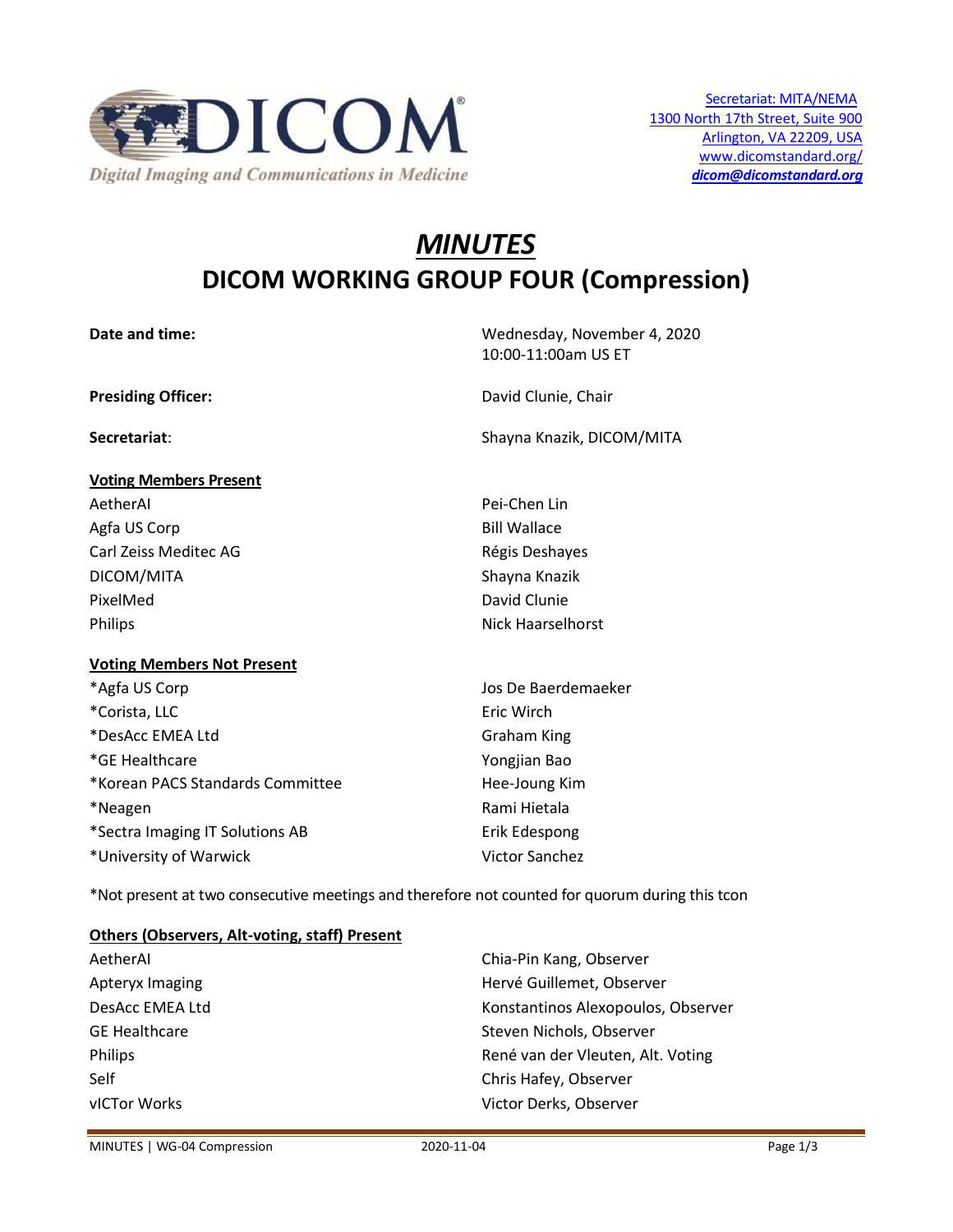Secretariat: MITA/NEMA
1300 North 17th Street, Suite 900
Arlington, VA 22209, USA
www.dicomstandard.org/
***dicom@dicomstandard.org***

Digital Imaging and Communications in Medicine

# *MINUTES*
# DICOM WORKING GROUP FOUR (Compression)

| | |
|---|---|
| **Date and time:** | Wednesday, November 4, 2020<br>10:00-11:00am US ET |
| **Presiding Officer:** | David Clunie, Chair |
| **Secretariat**: | Shayna Knazik, DICOM/MITA |

**Voting Members Present**

| | |
|---|---|
| AetherAI | Pei-Chen Lin |
| Agfa US Corp | Bill Wallace |
| Carl Zeiss Meditec AG | Régis Deshayes |
| DICOM/MITA | Shayna Knazik |
| PixelMed | David Clunie |
| Philips | Nick Haarselhorst |

**Voting Members Not Present**

| | |
|---|---|
| *Agfa US Corp | Jos De Baerdemaeker |
| *Corista, LLC | Eric Wirch |
| *DesAcc EMEA Ltd | Graham King |
| *GE Healthcare | Yongjian Bao |
| *Korean PACS Standards Committee | Hee-Joung Kim |
| *Neagen | Rami Hietala |
| *Sectra Imaging IT Solutions AB | Erik Edespong |
| *University of Warwick | Victor Sanchez |

*Not present at two consecutive meetings and therefore not counted for quorum during this tcon

**Others (Observers, Alt-voting, staff) Present**

| | |
|---|---|
| AetherAI | Chia-Pin Kang, Observer |
| Apteryx Imaging | Hervé Guillemet, Observer |
| DesAcc EMEA Ltd | Konstantinos Alexopoulos, Observer |
| GE Healthcare | Steven Nichols, Observer |
| Philips | René van der Vleuten, Alt. Voting |
| Self | Chris Hafey, Observer |
| vICTor Works | Victor Derks, Observer |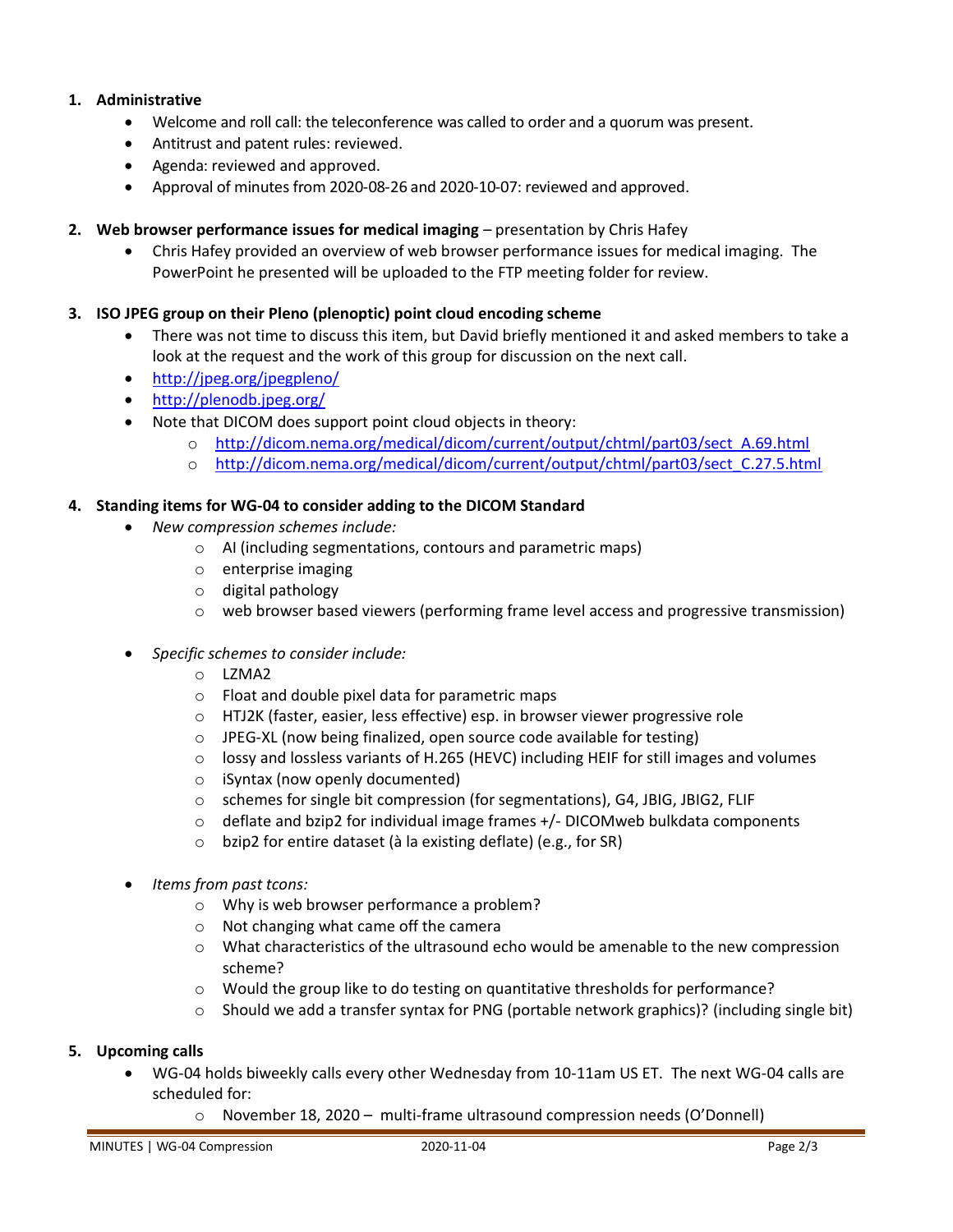1. **Administrative**
    - Welcome and roll call: the teleconference was called to order and a quorum was present.
    - Antitrust and patent rules: reviewed.
    - Agenda: reviewed and approved.
    - Approval of minutes from 2020-08-26 and 2020-10-07: reviewed and approved.

2. **Web browser performance issues for medical imaging** – presentation by Chris Hafey
    - Chris Hafey provided an overview of web browser performance issues for medical imaging. The PowerPoint he presented will be uploaded to the FTP meeting folder for review.

3. **ISO JPEG group on their Pleno (plenoptic) point cloud encoding scheme**
    - There was not time to discuss this item, but David briefly mentioned it and asked members to take a look at the request and the work of this group for discussion on the next call.
    - http://jpeg.org/jpegpleno/
    - http://plenodb.jpeg.org/
    - Note that DICOM does support point cloud objects in theory:
        - http://dicom.nema.org/medical/dicom/current/output/chtml/part03/sect_A.69.html
        - http://dicom.nema.org/medical/dicom/current/output/chtml/part03/sect_C.27.5.html

4. **Standing items for WG-04 to consider adding to the DICOM Standard**
    - *New compression schemes include:*
        - AI (including segmentations, contours and parametric maps)
        - enterprise imaging
        - digital pathology
        - web browser based viewers (performing frame level access and progressive transmission)
    - *Specific schemes to consider include:*
        - LZMA2
        - Float and double pixel data for parametric maps
        - HTJ2K (faster, easier, less effective) esp. in browser viewer progressive role
        - JPEG-XL (now being finalized, open source code available for testing)
        - lossy and lossless variants of H.265 (HEVC) including HEIF for still images and volumes
        - iSyntax (now openly documented)
        - schemes for single bit compression (for segmentations), G4, JBIG, JBIG2, FLIF
        - deflate and bzip2 for individual image frames +/- DICOMweb bulkdata components
        - bzip2 for entire dataset (à la existing deflate) (e.g., for SR)
    - *Items from past tcons:*
        - Why is web browser performance a problem?
        - Not changing what came off the camera
        - What characteristics of the ultrasound echo would be amenable to the new compression scheme?
        - Would the group like to do testing on quantitative thresholds for performance?
        - Should we add a transfer syntax for PNG (portable network graphics)? (including single bit)

5. **Upcoming calls**
    - WG-04 holds biweekly calls every other Wednesday from 10-11am US ET. The next WG-04 calls are scheduled for:
        - November 18, 2020 – multi-frame ultrasound compression needs (O'Donnell)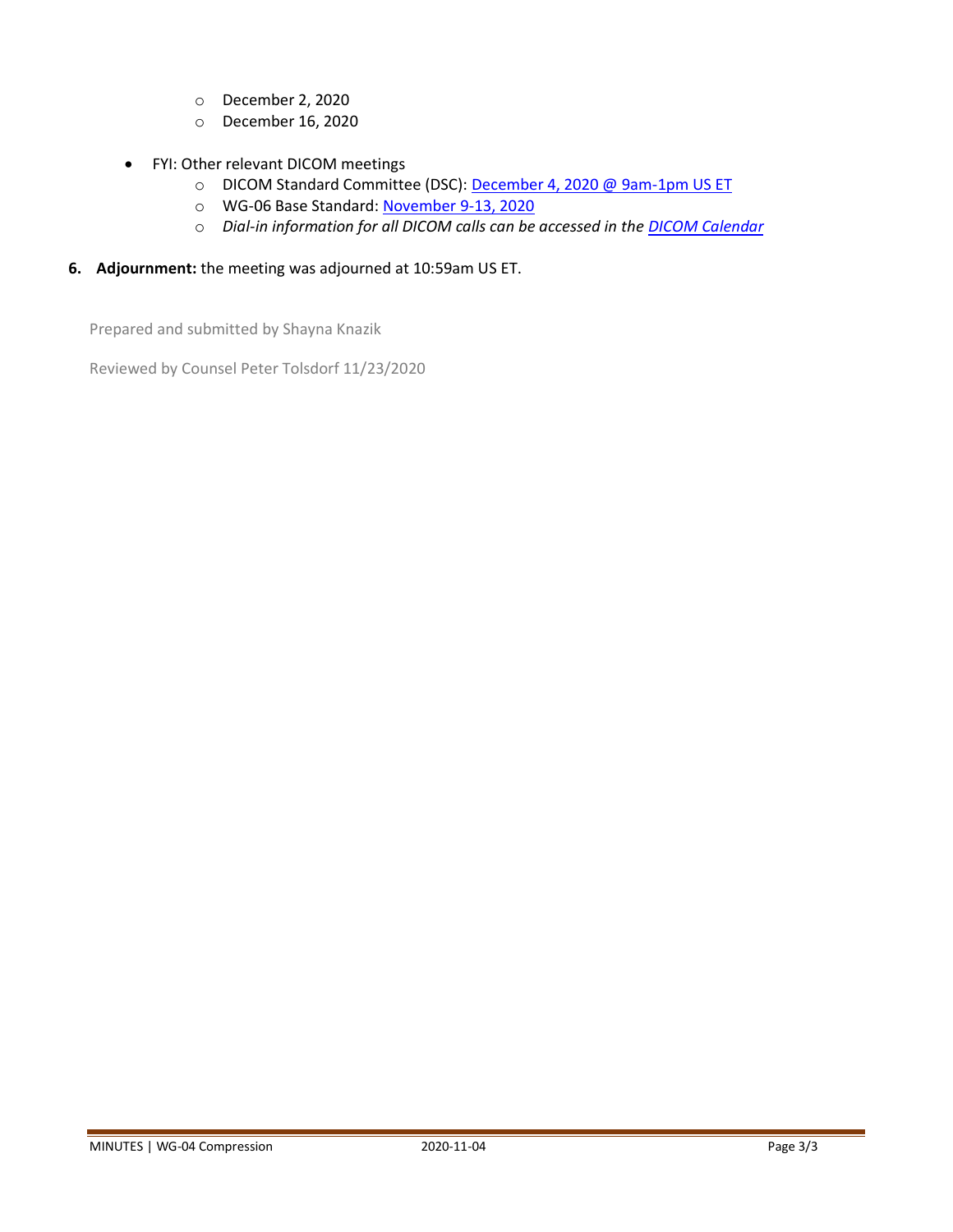- December 2, 2020
  - December 16, 2020

- FYI: Other relevant DICOM meetings
  - DICOM Standard Committee (DSC): December 4, 2020 @ 9am-1pm US ET
  - WG-06 Base Standard: November 9-13, 2020
  - *Dial-in information for all DICOM calls can be accessed in the DICOM Calendar*

**6. Adjournment:** the meeting was adjourned at 10:59am US ET.

Prepared and submitted by Shayna Knazik

Reviewed by Counsel Peter Tolsdorf 11/23/2020